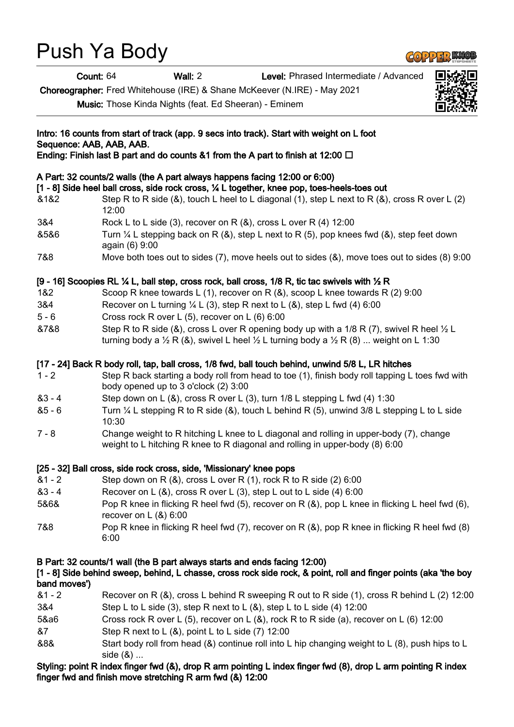# Push Ya Body

**Count:** 64 **Wall:** 2 **Level:** Phrased Intermediate / Advanced

**Choreographer:** Fred Whitehouse (IRE) & Shane McKeever (N.IRE) - May 2021

**Music:** Those Kinda Nights (feat. Ed Sheeran) - Eminem

**Intro: 16 counts from start of track (app. 9 secs into track). Start with weight on L foot**
**Sequence: AAB, AAB, AAB.**
**Ending: Finish last B part and do counts &1 from the A part to finish at 12:00 ☐**

**A Part: 32 counts/2 walls (the A part always happens facing 12:00 or 6:00)**

**[1 - 8] Side heel ball cross, side rock cross, ¼ L together, knee pop, toes-heels-toes out**

| | |
|---|---|
| &1&2 | Step R to R side (&), touch L heel to L diagonal (1), step L next to R (&), cross R over L (2) 12:00 |
| 3&4 | Rock L to L side (3), recover on R (&), cross L over R (4) 12:00 |
| &5&6 | Turn ¼ L stepping back on R (&), step L next to R (5), pop knees fwd (&), step feet down again (6) 9:00 |
| 7&8 | Move both toes out to sides (7), move heels out to sides (&), move toes out to sides (8) 9:00 |

**[9 - 16] Scoopies RL ¼ L, ball step, cross rock, ball cross, 1/8 R, tic tac swivels with ½ R**

| | |
|---|---|
| 1&2 | Scoop R knee towards L (1), recover on R (&), scoop L knee towards R (2) 9:00 |
| 3&4 | Recover on L turning ¼ L (3), step R next to L (&), step L fwd (4) 6:00 |
| 5 - 6 | Cross rock R over L (5), recover on L (6) 6:00 |
| &7&8 | Step R to R side (&), cross L over R opening body up with a 1/8 R (7), swivel R heel ½ L turning body a ½ R (&), swivel L heel ½ L turning body a ½ R (8) ... weight on L 1:30 |

**[17 - 24] Back R body roll, tap, ball cross, 1/8 fwd, ball touch behind, unwind 5/8 L, LR hitches**

| | |
|---|---|
| 1 - 2 | Step R back starting a body roll from head to toe (1), finish body roll tapping L toes fwd with body opened up to 3 o'clock (2) 3:00 |
| &3 - 4 | Step down on L (&), cross R over L (3), turn 1/8 L stepping L fwd (4) 1:30 |
| &5 - 6 | Turn ¼ L stepping R to R side (&), touch L behind R (5), unwind 3/8 L stepping L to L side 10:30 |
| 7 - 8 | Change weight to R hitching L knee to L diagonal and rolling in upper-body (7), change weight to L hitching R knee to R diagonal and rolling in upper-body (8) 6:00 |

**[25 - 32] Ball cross, side rock cross, side, 'Missionary' knee pops**

| | |
|---|---|
| &1 - 2 | Step down on R (&), cross L over R (1), rock R to R side (2) 6:00 |
| &3 - 4 | Recover on L (&), cross R over L (3), step L out to L side (4) 6:00 |
| 5&6& | Pop R knee in flicking R heel fwd (5), recover on R (&), pop L knee in flicking L heel fwd (6), recover on L (&) 6:00 |
| 7&8 | Pop R knee in flicking R heel fwd (7), recover on R (&), pop R knee in flicking R heel fwd (8) 6:00 |

**B Part: 32 counts/1 wall (the B part always starts and ends facing 12:00)**

**[1 - 8] Side behind sweep, behind, L chasse, cross rock side rock, & point, roll and finger points (aka 'the boy band moves')**

| | |
|---|---|
| &1 - 2 | Recover on R (&), cross L behind R sweeping R out to R side (1), cross R behind L (2) 12:00 |
| 3&4 | Step L to L side (3), step R next to L (&), step L to L side (4) 12:00 |
| 5&a6 | Cross rock R over L (5), recover on L (&), rock R to R side (a), recover on L (6) 12:00 |
| &7 | Step R next to L (&), point L to L side (7) 12:00 |
| &8& | Start body roll from head (&) continue roll into L hip changing weight to L (8), push hips to L side (&) ... |

**Styling: point R index finger fwd (&), drop R arm pointing L index finger fwd (8), drop L arm pointing R index finger fwd and finish move stretching R arm fwd (&) 12:00**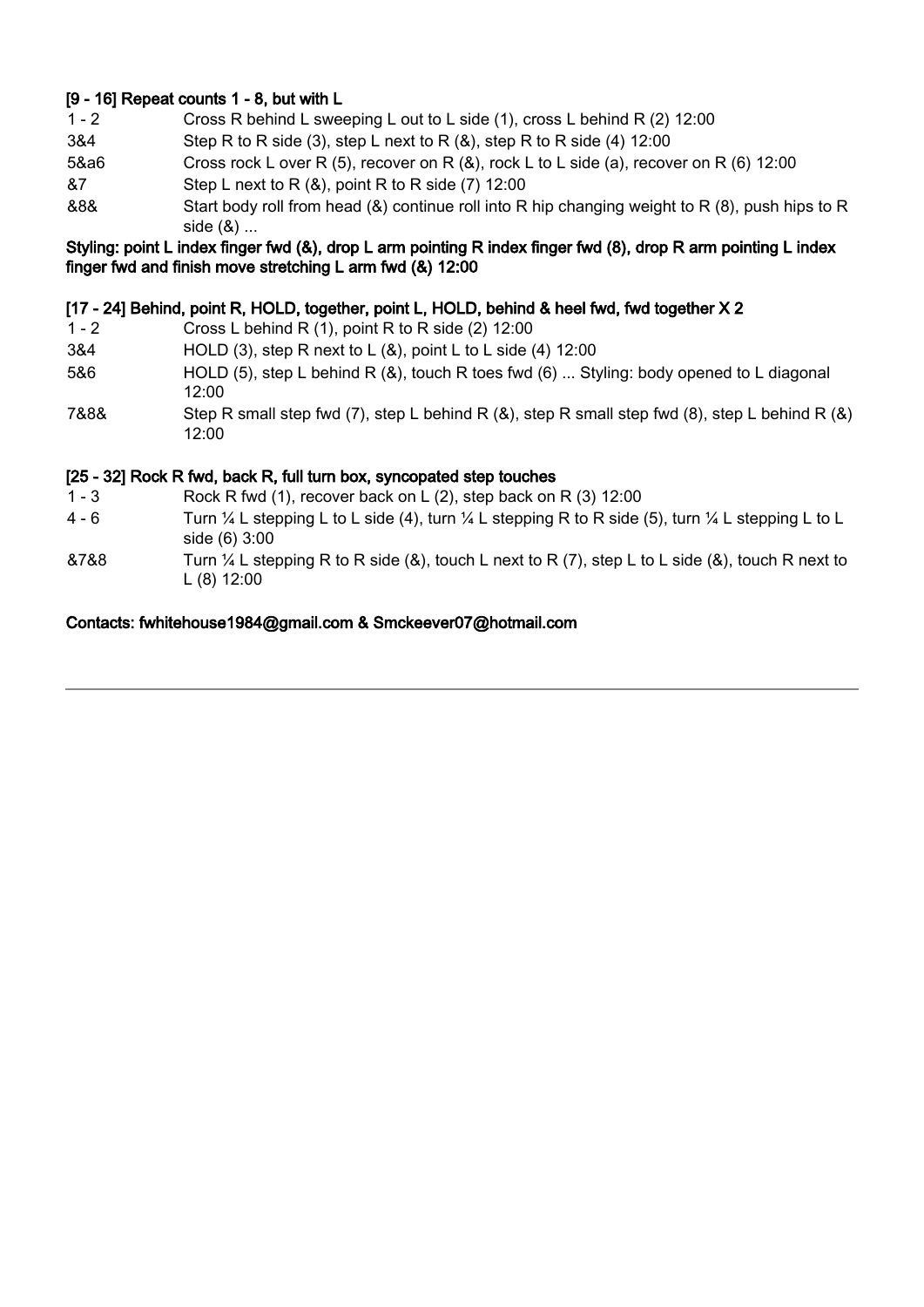**[9 - 16] Repeat counts 1 - 8, but with L**

| | |
|---|---|
| 1 - 2 | Cross R behind L sweeping L out to L side (1), cross L behind R (2) 12:00 |
| 3&4 | Step R to R side (3), step L next to R (&), step R to R side (4) 12:00 |
| 5&a6 | Cross rock L over R (5), recover on R (&), rock L to L side (a), recover on R (6) 12:00 |
| &7 | Step L next to R (&), point R to R side (7) 12:00 |
| &8& | Start body roll from head (&) continue roll into R hip changing weight to R (8), push hips to R side (&) ... |

**Styling: point L index finger fwd (&), drop L arm pointing R index finger fwd (8), drop R arm pointing L index finger fwd and finish move stretching L arm fwd (&) 12:00**

**[17 - 24] Behind, point R, HOLD, together, point L, HOLD, behind & heel fwd, fwd together X 2**

| | |
|---|---|
| 1 - 2 | Cross L behind R (1), point R to R side (2) 12:00 |
| 3&4 | HOLD (3), step R next to L (&), point L to L side (4) 12:00 |
| 5&6 | HOLD (5), step L behind R (&), touch R toes fwd (6) ... Styling: body opened to L diagonal 12:00 |
| 7&8& | Step R small step fwd (7), step L behind R (&), step R small step fwd (8), step L behind R (&) 12:00 |

**[25 - 32] Rock R fwd, back R, full turn box, syncopated step touches**

| | |
|---|---|
| 1 - 3 | Rock R fwd (1), recover back on L (2), step back on R (3) 12:00 |
| 4 - 6 | Turn ¼ L stepping L to L side (4), turn ¼ L stepping R to R side (5), turn ¼ L stepping L to L side (6) 3:00 |
| &7&8 | Turn ¼ L stepping R to R side (&), touch L next to R (7), step L to L side (&), touch R next to L (8) 12:00 |

**Contacts: fwhitehouse1984@gmail.com & Smckeever07@hotmail.com**